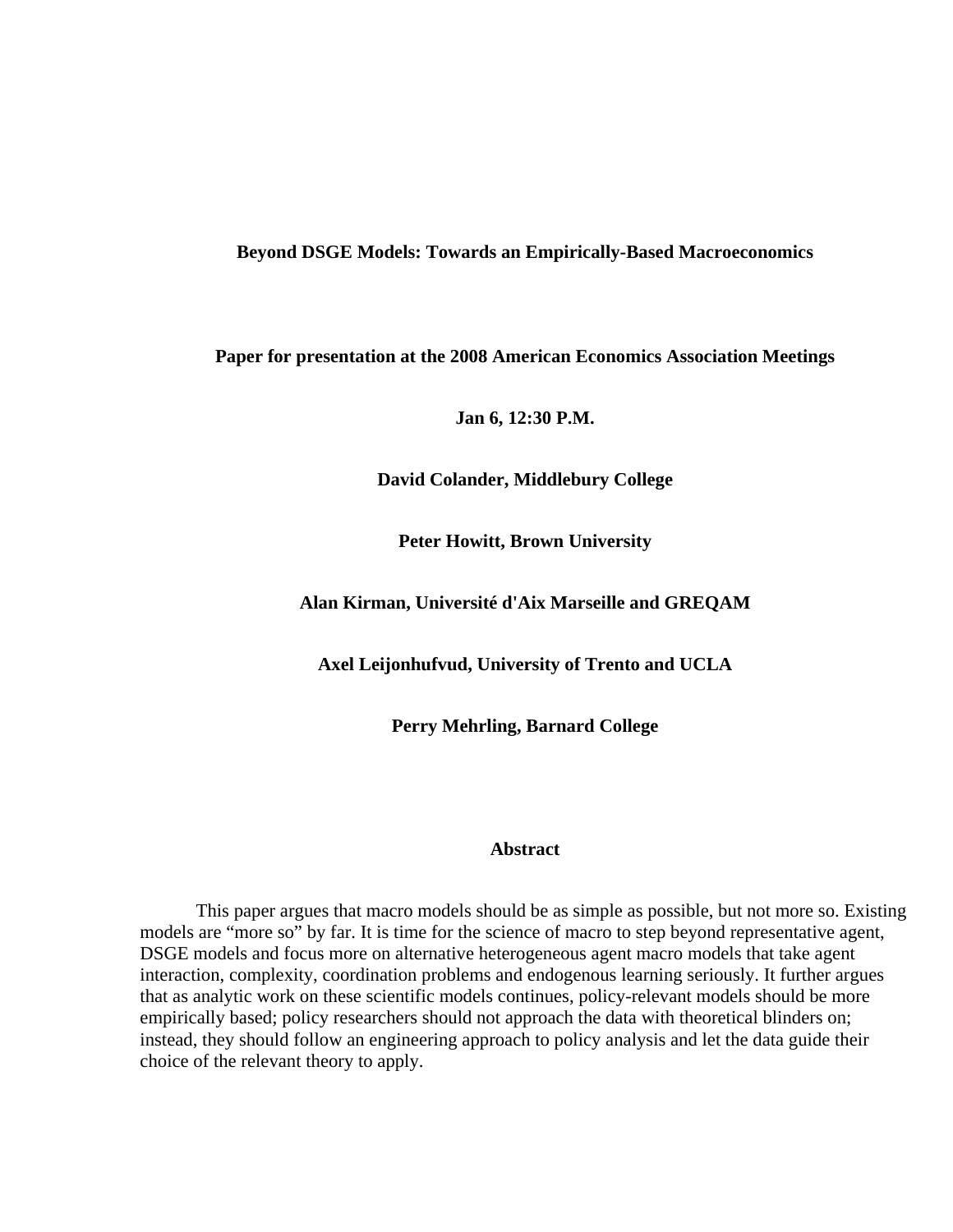# Beyond DSGE Models: Towards an Empirically-Based Macroeconomics

**Paper for presentation at the 2008 American Economics Association Meetings**

**Jan 6, 12:30 P.M.**

**David Colander, Middlebury College**

**Peter Howitt, Brown University**

**Alan Kirman, Université d'Aix Marseille and GREQAM**

**Axel Leijonhufvud, University of Trento and UCLA**

**Perry Mehrling, Barnard College**

## Abstract

This paper argues that macro models should be as simple as possible, but not more so. Existing models are "more so" by far. It is time for the science of macro to step beyond representative agent, DSGE models and focus more on alternative heterogeneous agent macro models that take agent interaction, complexity, coordination problems and endogenous learning seriously. It further argues that as analytic work on these scientific models continues, policy-relevant models should be more empirically based; policy researchers should not approach the data with theoretical blinders on; instead, they should follow an engineering approach to policy analysis and let the data guide their choice of the relevant theory to apply.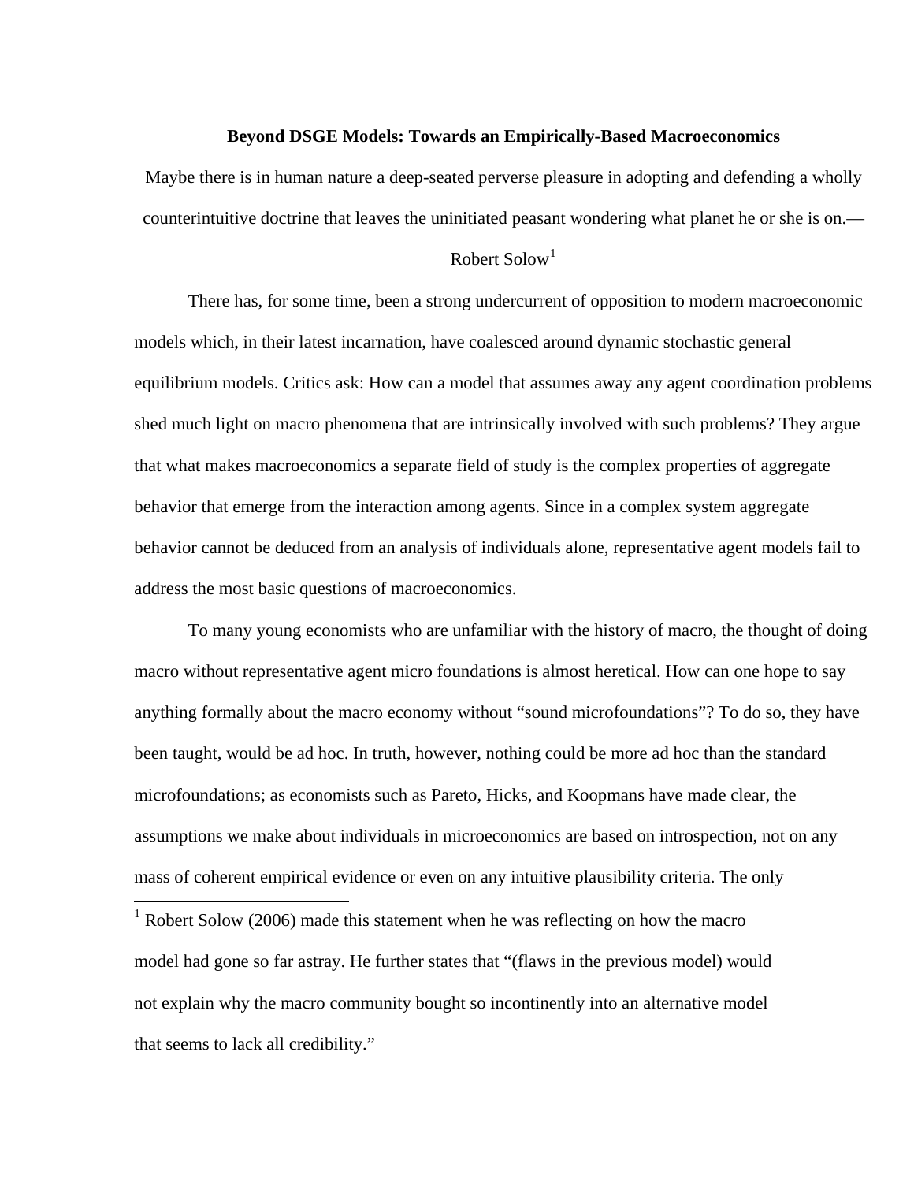**Beyond DSGE Models: Towards an Empirically-Based Macroeconomics**

Maybe there is in human nature a deep-seated perverse pleasure in adopting and defending a wholly counterintuitive doctrine that leaves the uninitiated peasant wondering what planet he or she is on.— Robert Solow[1]

There has, for some time, been a strong undercurrent of opposition to modern macroeconomic models which, in their latest incarnation, have coalesced around dynamic stochastic general equilibrium models. Critics ask: How can a model that assumes away any agent coordination problems shed much light on macro phenomena that are intrinsically involved with such problems? They argue that what makes macroeconomics a separate field of study is the complex properties of aggregate behavior that emerge from the interaction among agents. Since in a complex system aggregate behavior cannot be deduced from an analysis of individuals alone, representative agent models fail to address the most basic questions of macroeconomics.

To many young economists who are unfamiliar with the history of macro, the thought of doing macro without representative agent micro foundations is almost heretical. How can one hope to say anything formally about the macro economy without "sound microfoundations"? To do so, they have been taught, would be ad hoc. In truth, however, nothing could be more ad hoc than the standard microfoundations; as economists such as Pareto, Hicks, and Koopmans have made clear, the assumptions we make about individuals in microeconomics are based on introspection, not on any mass of coherent empirical evidence or even on any intuitive plausibility criteria. The only

---

[1] Robert Solow (2006) made this statement when he was reflecting on how the macro model had gone so far astray. He further states that "(flaws in the previous model) would not explain why the macro community bought so incontinently into an alternative model that seems to lack all credibility."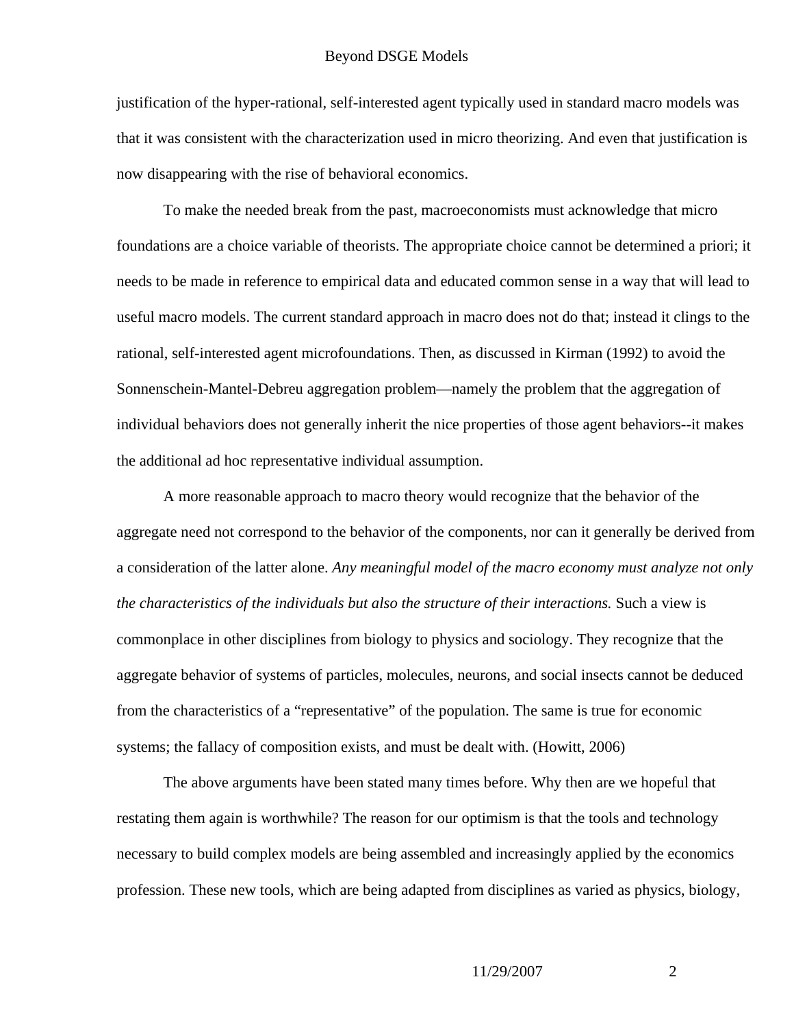justification of the hyper-rational, self-interested agent typically used in standard macro models was that it was consistent with the characterization used in micro theorizing. And even that justification is now disappearing with the rise of behavioral economics.

To make the needed break from the past, macroeconomists must acknowledge that micro foundations are a choice variable of theorists. The appropriate choice cannot be determined a priori; it needs to be made in reference to empirical data and educated common sense in a way that will lead to useful macro models. The current standard approach in macro does not do that; instead it clings to the rational, self-interested agent microfoundations. Then, as discussed in Kirman (1992) to avoid the Sonnenschein-Mantel-Debreu aggregation problem—namely the problem that the aggregation of individual behaviors does not generally inherit the nice properties of those agent behaviors--it makes the additional ad hoc representative individual assumption.

A more reasonable approach to macro theory would recognize that the behavior of the aggregate need not correspond to the behavior of the components, nor can it generally be derived from a consideration of the latter alone. *Any meaningful model of the macro economy must analyze not only the characteristics of the individuals but also the structure of their interactions.* Such a view is commonplace in other disciplines from biology to physics and sociology. They recognize that the aggregate behavior of systems of particles, molecules, neurons, and social insects cannot be deduced from the characteristics of a "representative" of the population. The same is true for economic systems; the fallacy of composition exists, and must be dealt with. (Howitt, 2006)

The above arguments have been stated many times before. Why then are we hopeful that restating them again is worthwhile? The reason for our optimism is that the tools and technology necessary to build complex models are being assembled and increasingly applied by the economics profession. These new tools, which are being adapted from disciplines as varied as physics, biology,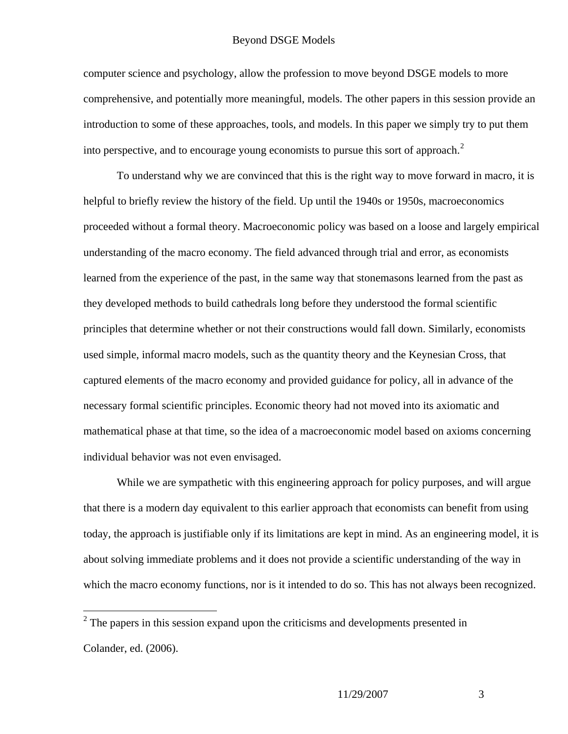computer science and psychology, allow the profession to move beyond DSGE models to more comprehensive, and potentially more meaningful, models. The other papers in this session provide an introduction to some of these approaches, tools, and models. In this paper we simply try to put them into perspective, and to encourage young economists to pursue this sort of approach.[2]

To understand why we are convinced that this is the right way to move forward in macro, it is helpful to briefly review the history of the field. Up until the 1940s or 1950s, macroeconomics proceeded without a formal theory. Macroeconomic policy was based on a loose and largely empirical understanding of the macro economy. The field advanced through trial and error, as economists learned from the experience of the past, in the same way that stonemasons learned from the past as they developed methods to build cathedrals long before they understood the formal scientific principles that determine whether or not their constructions would fall down. Similarly, economists used simple, informal macro models, such as the quantity theory and the Keynesian Cross, that captured elements of the macro economy and provided guidance for policy, all in advance of the necessary formal scientific principles. Economic theory had not moved into its axiomatic and mathematical phase at that time, so the idea of a macroeconomic model based on axioms concerning individual behavior was not even envisaged.

While we are sympathetic with this engineering approach for policy purposes, and will argue that there is a modern day equivalent to this earlier approach that economists can benefit from using today, the approach is justifiable only if its limitations are kept in mind. As an engineering model, it is about solving immediate problems and it does not provide a scientific understanding of the way in which the macro economy functions, nor is it intended to do so. This has not always been recognized.

[2] The papers in this session expand upon the criticisms and developments presented in Colander, ed. (2006).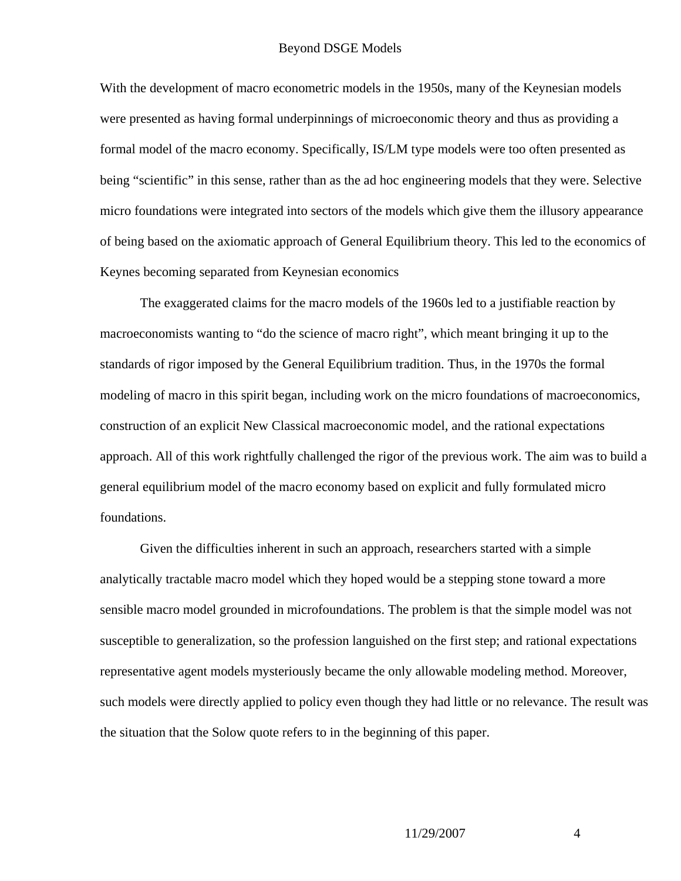With the development of macro econometric models in the 1950s, many of the Keynesian models were presented as having formal underpinnings of microeconomic theory and thus as providing a formal model of the macro economy. Specifically, IS/LM type models were too often presented as being "scientific" in this sense, rather than as the ad hoc engineering models that they were. Selective micro foundations were integrated into sectors of the models which give them the illusory appearance of being based on the axiomatic approach of General Equilibrium theory. This led to the economics of Keynes becoming separated from Keynesian economics

The exaggerated claims for the macro models of the 1960s led to a justifiable reaction by macroeconomists wanting to "do the science of macro right", which meant bringing it up to the standards of rigor imposed by the General Equilibrium tradition. Thus, in the 1970s the formal modeling of macro in this spirit began, including work on the micro foundations of macroeconomics, construction of an explicit New Classical macroeconomic model, and the rational expectations approach. All of this work rightfully challenged the rigor of the previous work. The aim was to build a general equilibrium model of the macro economy based on explicit and fully formulated micro foundations.

Given the difficulties inherent in such an approach, researchers started with a simple analytically tractable macro model which they hoped would be a stepping stone toward a more sensible macro model grounded in microfoundations. The problem is that the simple model was not susceptible to generalization, so the profession languished on the first step; and rational expectations representative agent models mysteriously became the only allowable modeling method. Moreover, such models were directly applied to policy even though they had little or no relevance. The result was the situation that the Solow quote refers to in the beginning of this paper.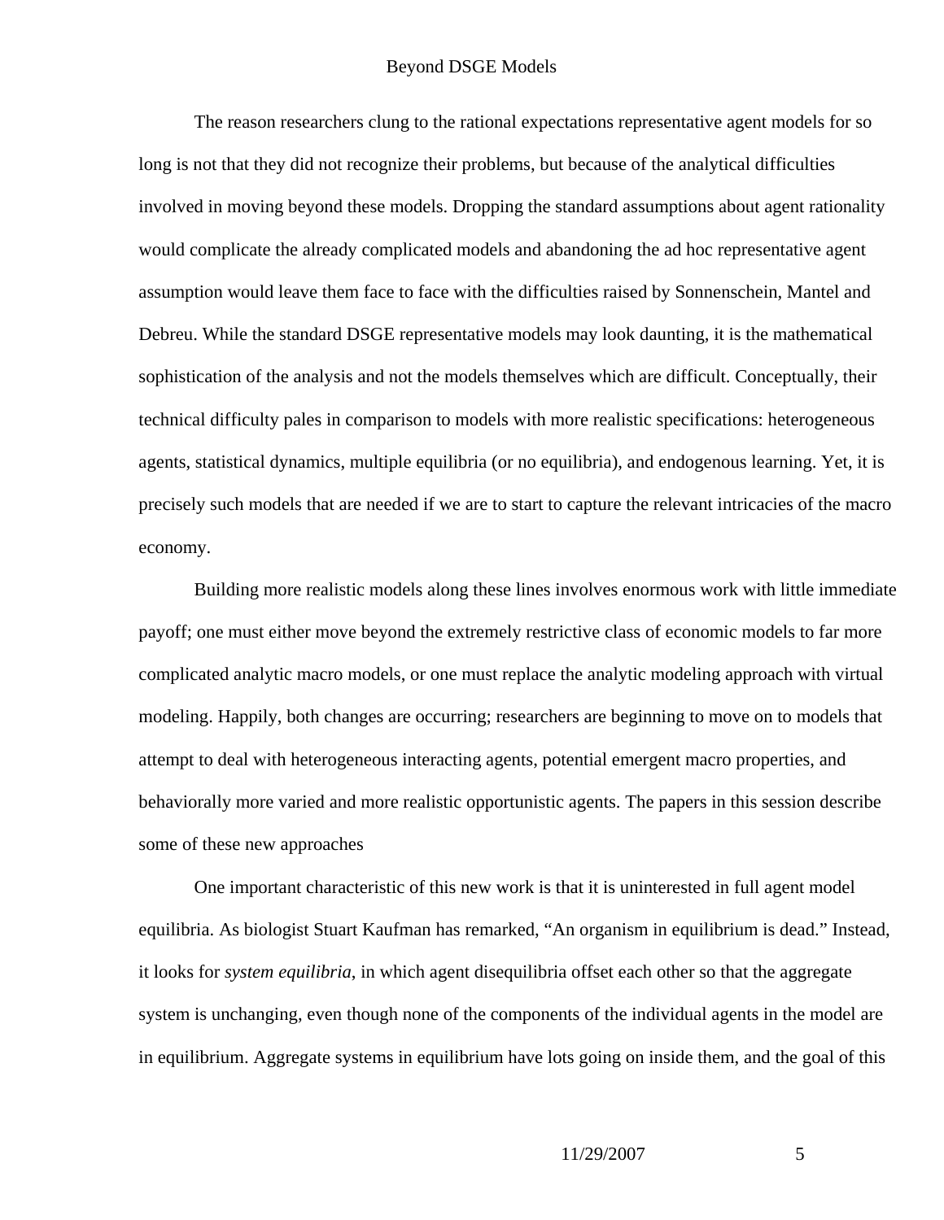The reason researchers clung to the rational expectations representative agent models for so long is not that they did not recognize their problems, but because of the analytical difficulties involved in moving beyond these models. Dropping the standard assumptions about agent rationality would complicate the already complicated models and abandoning the ad hoc representative agent assumption would leave them face to face with the difficulties raised by Sonnenschein, Mantel and Debreu. While the standard DSGE representative models may look daunting, it is the mathematical sophistication of the analysis and not the models themselves which are difficult. Conceptually, their technical difficulty pales in comparison to models with more realistic specifications: heterogeneous agents, statistical dynamics, multiple equilibria (or no equilibria), and endogenous learning. Yet, it is precisely such models that are needed if we are to start to capture the relevant intricacies of the macro economy.

Building more realistic models along these lines involves enormous work with little immediate payoff; one must either move beyond the extremely restrictive class of economic models to far more complicated analytic macro models, or one must replace the analytic modeling approach with virtual modeling. Happily, both changes are occurring; researchers are beginning to move on to models that attempt to deal with heterogeneous interacting agents, potential emergent macro properties, and behaviorally more varied and more realistic opportunistic agents. The papers in this session describe some of these new approaches

One important characteristic of this new work is that it is uninterested in full agent model equilibria. As biologist Stuart Kaufman has remarked, "An organism in equilibrium is dead." Instead, it looks for *system equilibria*, in which agent disequilibria offset each other so that the aggregate system is unchanging, even though none of the components of the individual agents in the model are in equilibrium. Aggregate systems in equilibrium have lots going on inside them, and the goal of this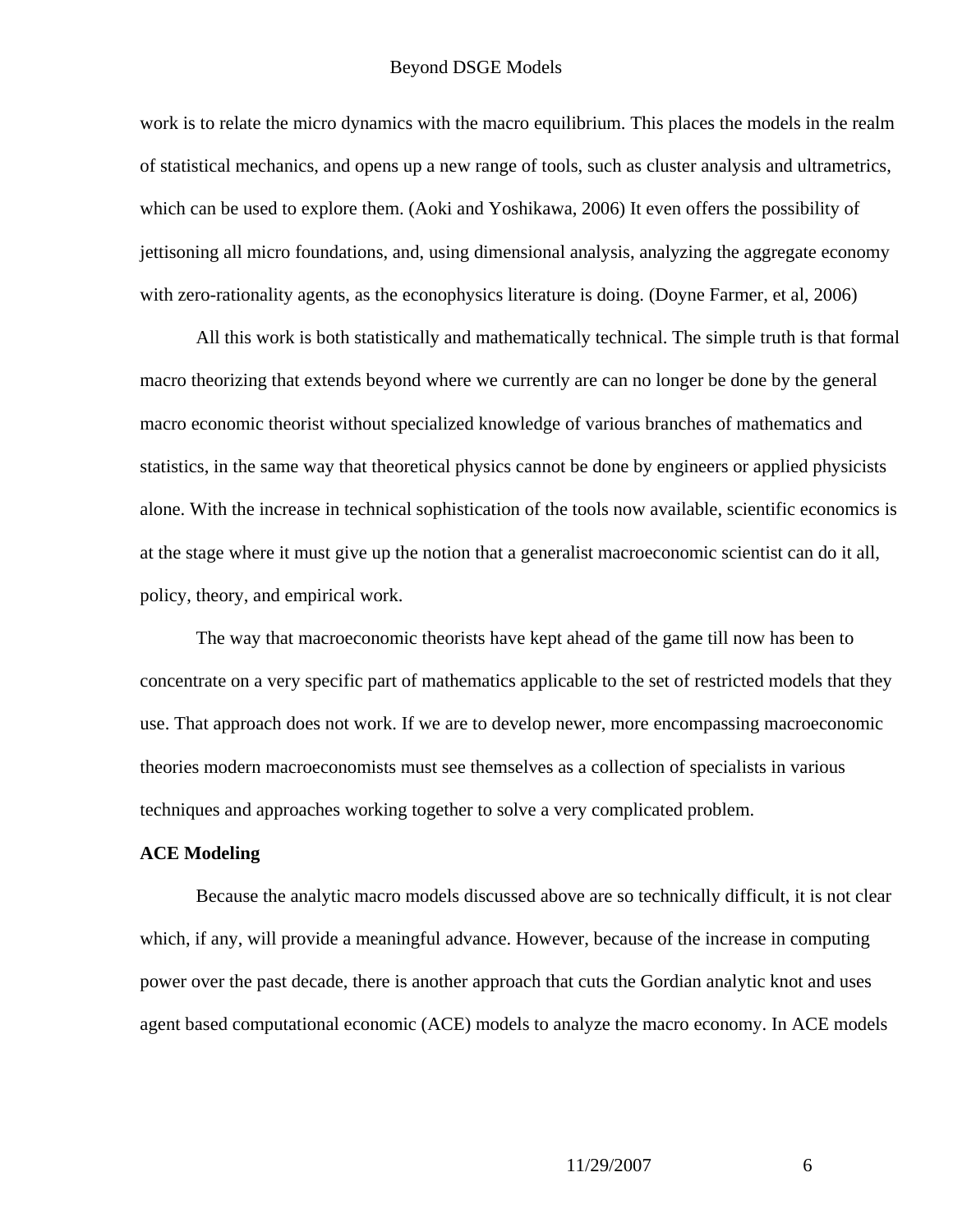work is to relate the micro dynamics with the macro equilibrium. This places the models in the realm of statistical mechanics, and opens up a new range of tools, such as cluster analysis and ultrametrics, which can be used to explore them. (Aoki and Yoshikawa, 2006) It even offers the possibility of jettisoning all micro foundations, and, using dimensional analysis, analyzing the aggregate economy with zero-rationality agents, as the econophysics literature is doing. (Doyne Farmer, et al, 2006)

All this work is both statistically and mathematically technical. The simple truth is that formal macro theorizing that extends beyond where we currently are can no longer be done by the general macro economic theorist without specialized knowledge of various branches of mathematics and statistics, in the same way that theoretical physics cannot be done by engineers or applied physicists alone. With the increase in technical sophistication of the tools now available, scientific economics is at the stage where it must give up the notion that a generalist macroeconomic scientist can do it all, policy, theory, and empirical work.

The way that macroeconomic theorists have kept ahead of the game till now has been to concentrate on a very specific part of mathematics applicable to the set of restricted models that they use. That approach does not work. If we are to develop newer, more encompassing macroeconomic theories modern macroeconomists must see themselves as a collection of specialists in various techniques and approaches working together to solve a very complicated problem.

**ACE Modeling**

Because the analytic macro models discussed above are so technically difficult, it is not clear which, if any, will provide a meaningful advance. However, because of the increase in computing power over the past decade, there is another approach that cuts the Gordian analytic knot and uses agent based computational economic (ACE) models to analyze the macro economy. In ACE models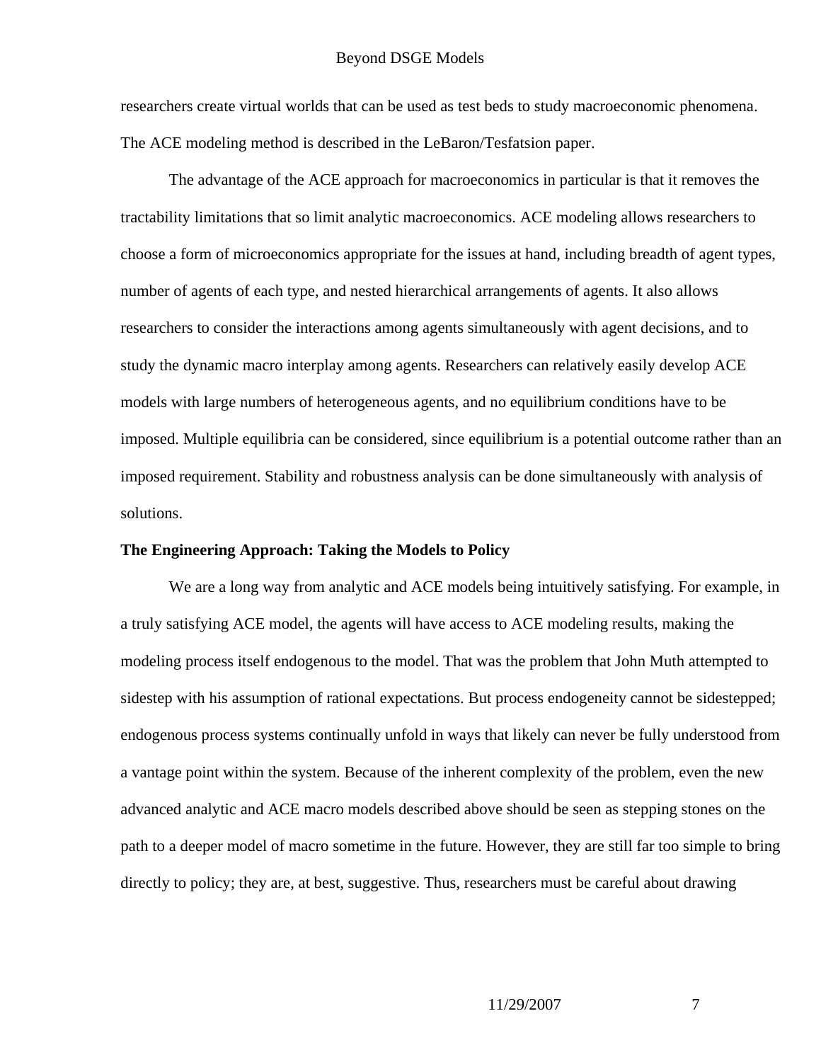researchers create virtual worlds that can be used as test beds to study macroeconomic phenomena. The ACE modeling method is described in the LeBaron/Tesfatsion paper.

The advantage of the ACE approach for macroeconomics in particular is that it removes the tractability limitations that so limit analytic macroeconomics. ACE modeling allows researchers to choose a form of microeconomics appropriate for the issues at hand, including breadth of agent types, number of agents of each type, and nested hierarchical arrangements of agents. It also allows researchers to consider the interactions among agents simultaneously with agent decisions, and to study the dynamic macro interplay among agents. Researchers can relatively easily develop ACE models with large numbers of heterogeneous agents, and no equilibrium conditions have to be imposed. Multiple equilibria can be considered, since equilibrium is a potential outcome rather than an imposed requirement. Stability and robustness analysis can be done simultaneously with analysis of solutions.

**The Engineering Approach: Taking the Models to Policy**

We are a long way from analytic and ACE models being intuitively satisfying. For example, in a truly satisfying ACE model, the agents will have access to ACE modeling results, making the modeling process itself endogenous to the model. That was the problem that John Muth attempted to sidestep with his assumption of rational expectations. But process endogeneity cannot be sidestepped; endogenous process systems continually unfold in ways that likely can never be fully understood from a vantage point within the system. Because of the inherent complexity of the problem, even the new advanced analytic and ACE macro models described above should be seen as stepping stones on the path to a deeper model of macro sometime in the future. However, they are still far too simple to bring directly to policy; they are, at best, suggestive. Thus, researchers must be careful about drawing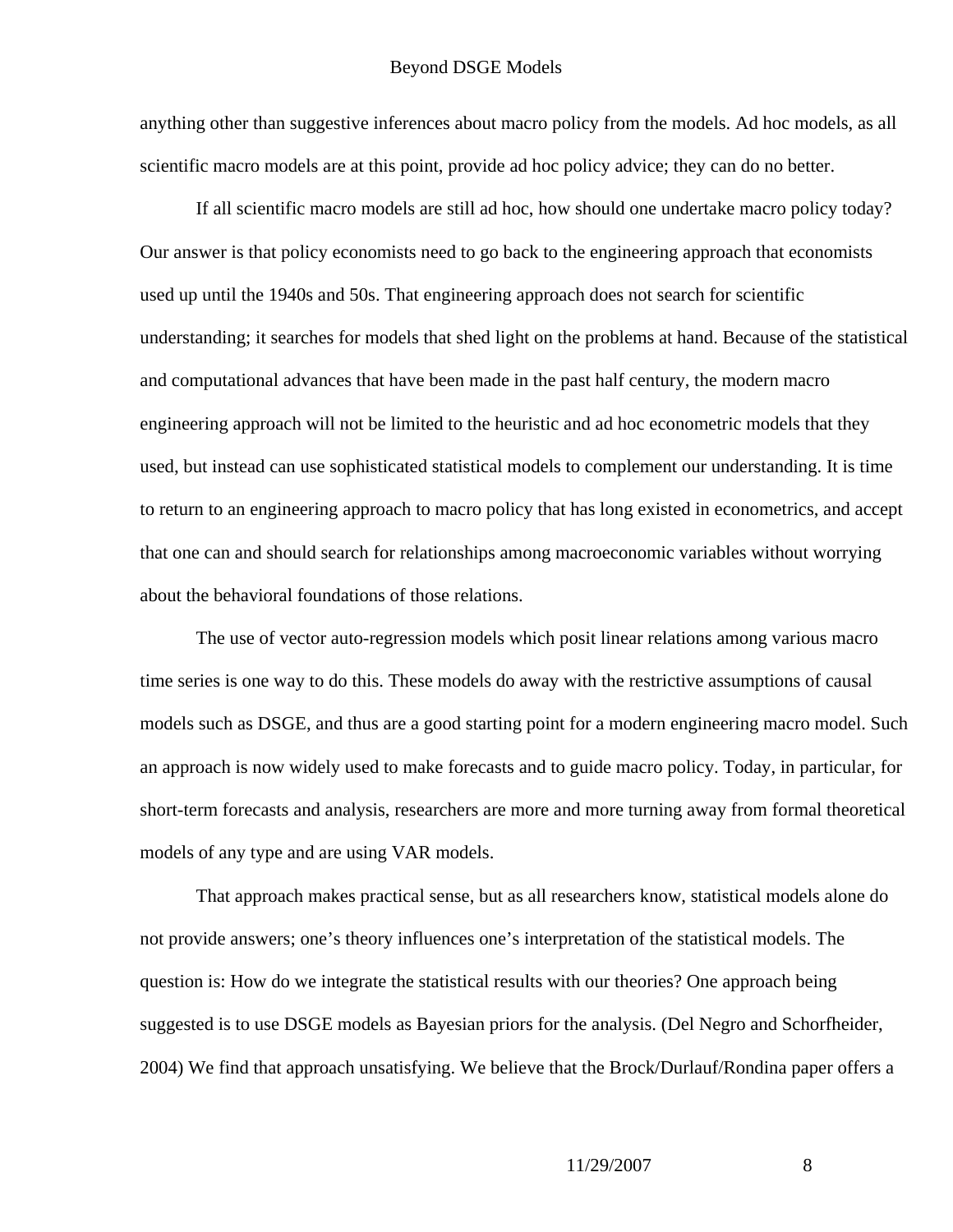anything other than suggestive inferences about macro policy from the models. Ad hoc models, as all scientific macro models are at this point, provide ad hoc policy advice; they can do no better.

If all scientific macro models are still ad hoc, how should one undertake macro policy today? Our answer is that policy economists need to go back to the engineering approach that economists used up until the 1940s and 50s. That engineering approach does not search for scientific understanding; it searches for models that shed light on the problems at hand. Because of the statistical and computational advances that have been made in the past half century, the modern macro engineering approach will not be limited to the heuristic and ad hoc econometric models that they used, but instead can use sophisticated statistical models to complement our understanding. It is time to return to an engineering approach to macro policy that has long existed in econometrics, and accept that one can and should search for relationships among macroeconomic variables without worrying about the behavioral foundations of those relations.

The use of vector auto-regression models which posit linear relations among various macro time series is one way to do this. These models do away with the restrictive assumptions of causal models such as DSGE, and thus are a good starting point for a modern engineering macro model. Such an approach is now widely used to make forecasts and to guide macro policy. Today, in particular, for short-term forecasts and analysis, researchers are more and more turning away from formal theoretical models of any type and are using VAR models.

That approach makes practical sense, but as all researchers know, statistical models alone do not provide answers; one's theory influences one's interpretation of the statistical models. The question is: How do we integrate the statistical results with our theories? One approach being suggested is to use DSGE models as Bayesian priors for the analysis. (Del Negro and Schorfheider, 2004) We find that approach unsatisfying. We believe that the Brock/Durlauf/Rondina paper offers a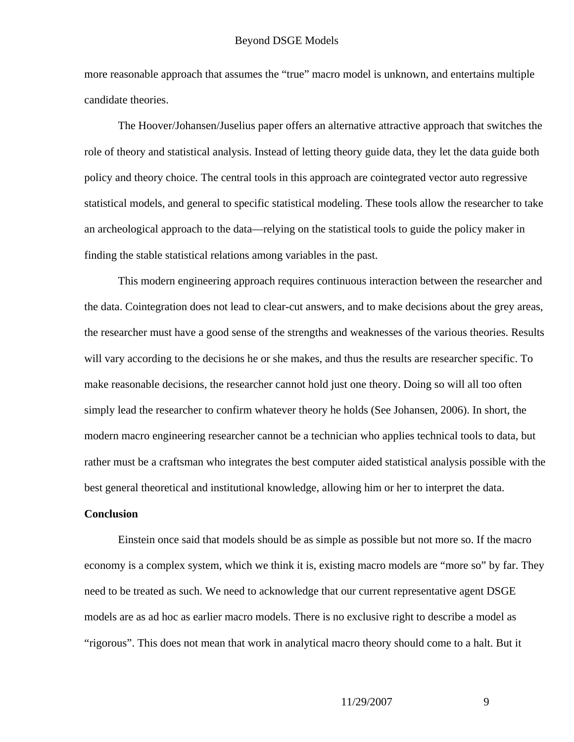more reasonable approach that assumes the "true" macro model is unknown, and entertains multiple candidate theories.

The Hoover/Johansen/Juselius paper offers an alternative attractive approach that switches the role of theory and statistical analysis. Instead of letting theory guide data, they let the data guide both policy and theory choice. The central tools in this approach are cointegrated vector auto regressive statistical models, and general to specific statistical modeling. These tools allow the researcher to take an archeological approach to the data—relying on the statistical tools to guide the policy maker in finding the stable statistical relations among variables in the past.

This modern engineering approach requires continuous interaction between the researcher and the data. Cointegration does not lead to clear-cut answers, and to make decisions about the grey areas, the researcher must have a good sense of the strengths and weaknesses of the various theories. Results will vary according to the decisions he or she makes, and thus the results are researcher specific. To make reasonable decisions, the researcher cannot hold just one theory. Doing so will all too often simply lead the researcher to confirm whatever theory he holds (See Johansen, 2006). In short, the modern macro engineering researcher cannot be a technician who applies technical tools to data, but rather must be a craftsman who integrates the best computer aided statistical analysis possible with the best general theoretical and institutional knowledge, allowing him or her to interpret the data.

**Conclusion**

Einstein once said that models should be as simple as possible but not more so. If the macro economy is a complex system, which we think it is, existing macro models are "more so" by far. They need to be treated as such. We need to acknowledge that our current representative agent DSGE models are as ad hoc as earlier macro models. There is no exclusive right to describe a model as "rigorous". This does not mean that work in analytical macro theory should come to a halt. But it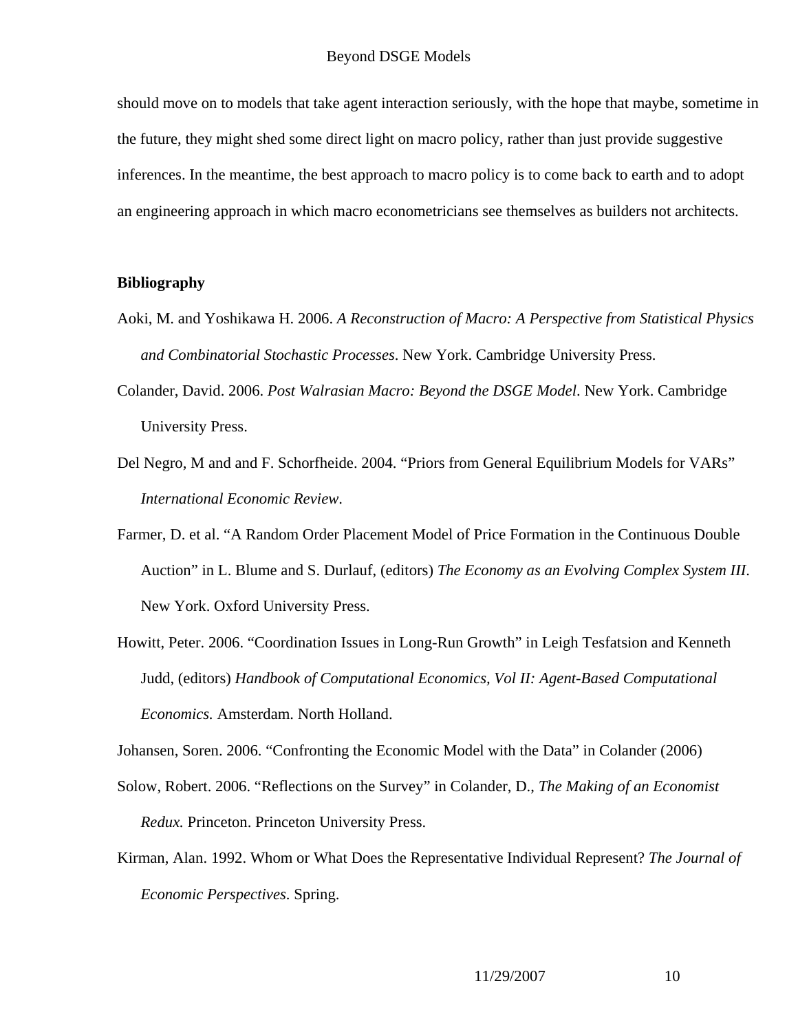should move on to models that take agent interaction seriously, with the hope that maybe, sometime in the future, they might shed some direct light on macro policy, rather than just provide suggestive inferences. In the meantime, the best approach to macro policy is to come back to earth and to adopt an engineering approach in which macro econometricians see themselves as builders not architects.

## Bibliography

Aoki, M. and Yoshikawa H. 2006. *A Reconstruction of Macro: A Perspective from Statistical Physics and Combinatorial Stochastic Processes*. New York. Cambridge University Press.

Colander, David. 2006. *Post Walrasian Macro: Beyond the DSGE Model*. New York. Cambridge University Press.

Del Negro, M and and F. Schorfheide. 2004. "Priors from General Equilibrium Models for VARs" *International Economic Review*.

Farmer, D. et al. "A Random Order Placement Model of Price Formation in the Continuous Double Auction" in L. Blume and S. Durlauf, (editors) *The Economy as an Evolving Complex System III*. New York. Oxford University Press.

Howitt, Peter. 2006. "Coordination Issues in Long-Run Growth" in Leigh Tesfatsion and Kenneth Judd, (editors) *Handbook of Computational Economics, Vol II: Agent-Based Computational Economics.* Amsterdam. North Holland.

Johansen, Soren. 2006. "Confronting the Economic Model with the Data" in Colander (2006)

Solow, Robert. 2006. "Reflections on the Survey" in Colander, D., *The Making of an Economist Redux.* Princeton. Princeton University Press.

Kirman, Alan. 1992. Whom or What Does the Representative Individual Represent? *The Journal of Economic Perspectives*. Spring.